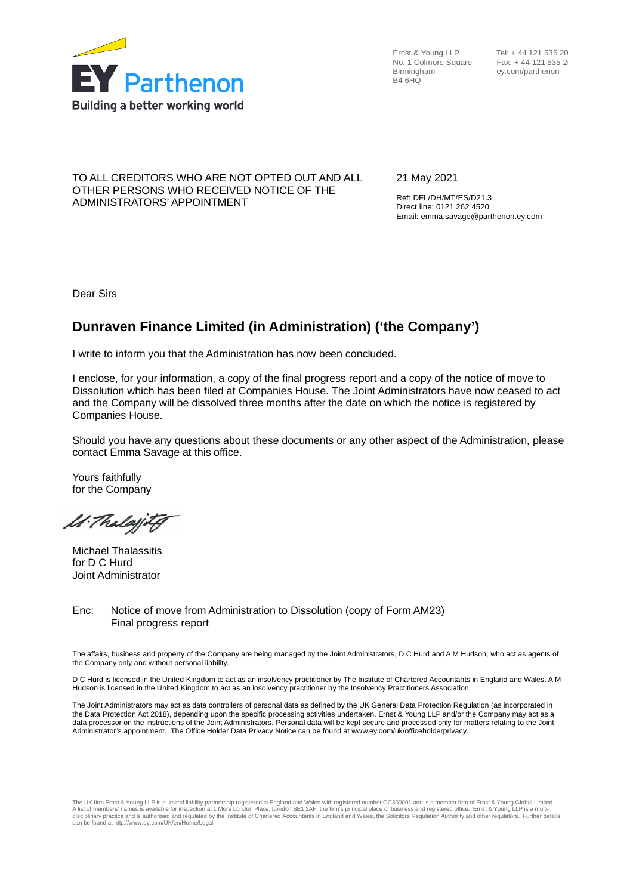EY Parthenon
Building a better working world

Ernst & Young LLP
No. 1 Colmore Square
Birmingham
B4 6HQ

Tel: + 44 121 535 20
Fax: + 44 121 535 2
ey.com/parthenon

TO ALL CREDITORS WHO ARE NOT OPTED OUT AND ALL OTHER PERSONS WHO RECEIVED NOTICE OF THE ADMINISTRATORS' APPOINTMENT

21 May 2021

Ref: DFL/DH/MT/ES/D21.3
Direct line: 0121 262 4520
Email: emma.savage@parthenon.ey.com

Dear Sirs

## Dunraven Finance Limited (in Administration) ('the Company')

I write to inform you that the Administration has now been concluded.

I enclose, for your information, a copy of the final progress report and a copy of the notice of move to Dissolution which has been filed at Companies House. The Joint Administrators have now ceased to act and the Company will be dissolved three months after the date on which the notice is registered by Companies House.

Should you have any questions about these documents or any other aspect of the Administration, please contact Emma Savage at this office.

Yours faithfully
for the Company

M. Thalassitis

Michael Thalassitis
for D C Hurd
Joint Administrator

Enc: Notice of move from Administration to Dissolution (copy of Form AM23)
Final progress report

The affairs, business and property of the Company are being managed by the Joint Administrators, D C Hurd and A M Hudson, who act as agents of the Company only and without personal liability.

D C Hurd is licensed in the United Kingdom to act as an insolvency practitioner by The Institute of Chartered Accountants in England and Wales. A M Hudson is licensed in the United Kingdom to act as an insolvency practitioner by the Insolvency Practitioners Association.

The Joint Administrators may act as data controllers of personal data as defined by the UK General Data Protection Regulation (as incorporated in the Data Protection Act 2018), depending upon the specific processing activities undertaken. Ernst & Young LLP and/or the Company may act as a data processor on the instructions of the Joint Administrators. Personal data will be kept secure and processed only for matters relating to the Joint Administrator's appointment. The Office Holder Data Privacy Notice can be found at www.ey.com/uk/officeholderprivacy.

The UK firm Ernst & Young LLP is a limited liability partnership registered in England and Wales with registered number OC300001 and is a member firm of Ernst & Young Global Limited. A list of members' names is available for inspection at 1 More London Place, London SE1 2AF, the firm's principal place of business and registered office. Ernst & Young LLP is a multi-disciplinary practice and is authorised and regulated by the Institute of Chartered Accountants in England and Wales, the Solicitors Regulation Authority and other regulators. Further details can be found at http://www.ey.com/UK/en/Home/Legal.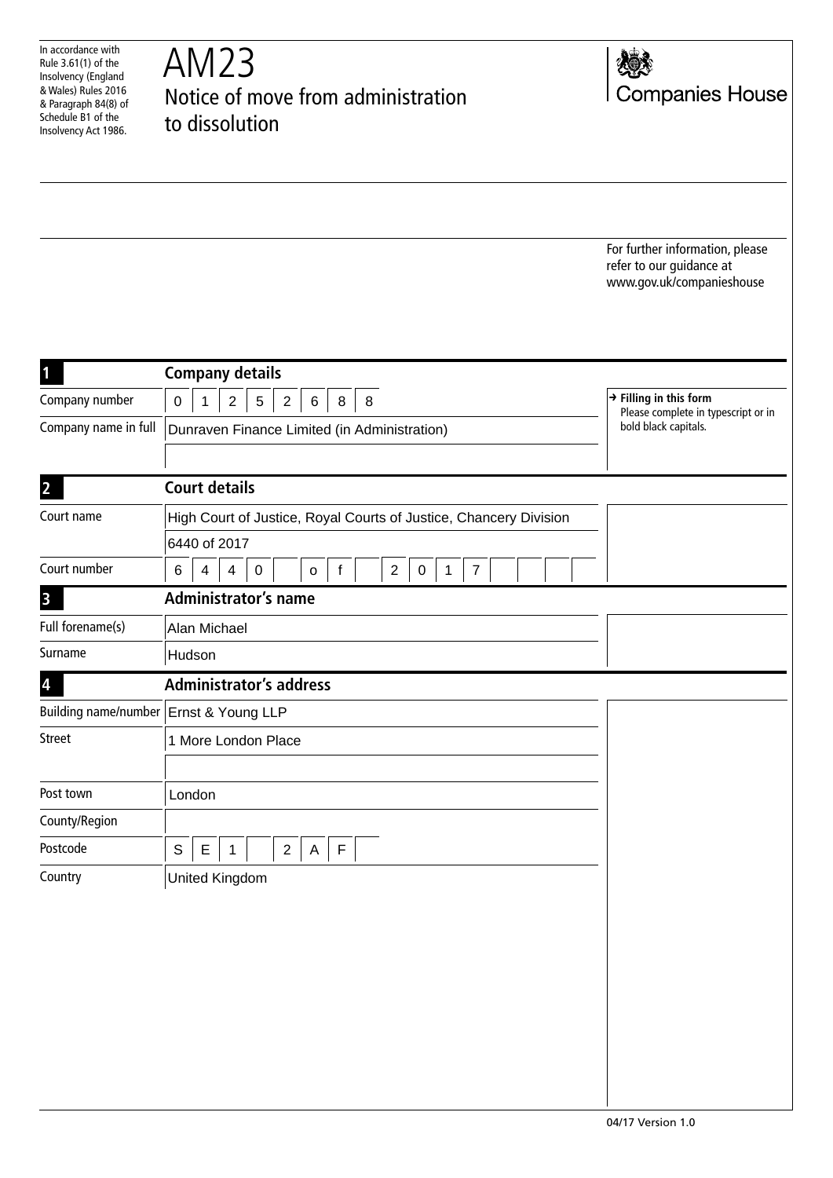In accordance with Rule 3.61(1) of the Insolvency (England & Wales) Rules 2016 & Paragraph 84(8) of Schedule B1 of the Insolvency Act 1986.

# AM23

## Notice of move from administration to dissolution

Companies House

For further information, please refer to our guidance at www.gov.uk/companieshouse

### 1 Company details

| | |
|---|---|
| Company number | 0 1 2 5 2 6 8 8 |
| Company name in full | Dunraven Finance Limited (in Administration) |

→ **Filling in this form**
Please complete in typescript or in bold black capitals.

### 2 Court details

| | |
|---|---|
| Court name | High Court of Justice, Royal Courts of Justice, Chancery Division |
| | 6440 of 2017 |
| Court number | 6 4 4 0 o f 2 0 1 7 |

### 3 Administrator's name

| | |
|---|---|
| Full forename(s) | Alan Michael |
| Surname | Hudson |

### 4 Administrator's address

| | |
|---|---|
| Building name/number | Ernst & Young LLP |
| Street | 1 More London Place |
| Post town | London |
| County/Region | |
| Postcode | S E 1 2 A F |
| Country | United Kingdom |

04/17 Version 1.0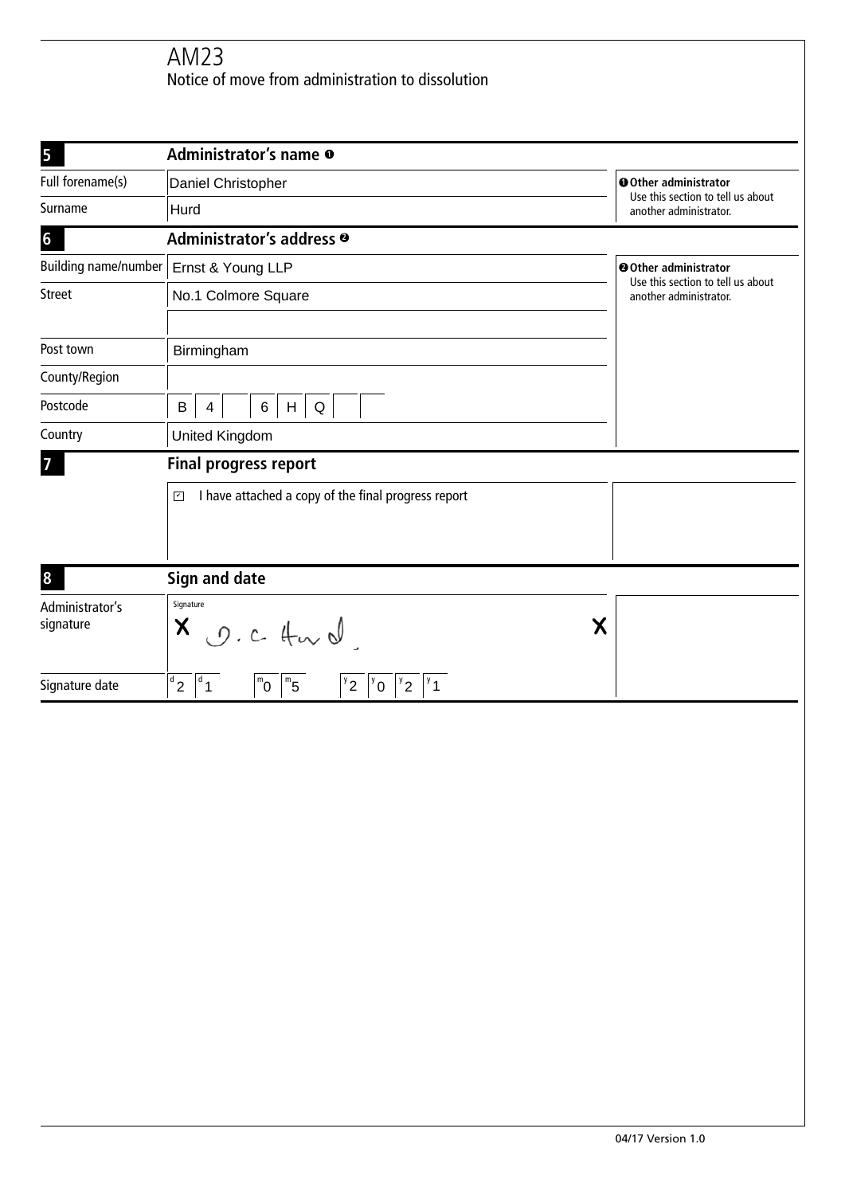# AM23

Notice of move from administration to dissolution

## 5 Administrator's name ❶

| | | |
|---|---|---|
| Full forename(s) | Daniel Christopher | ❶ **Other administrator** Use this section to tell us about another administrator. |
| Surname | Hurd | |

## 6 Administrator's address ❷

| | | |
|---|---|---|
| Building name/number | Ernst & Young LLP | ❷ **Other administrator** Use this section to tell us about another administrator. |
| Street | No.1 Colmore Square | |
| | | |
| Post town | Birmingham | |
| County/Region | | |
| Postcode | B 4 6 H Q | |
| Country | United Kingdom | |

## 7 Final progress report

☑ I have attached a copy of the final progress report

## 8 Sign and date

| | |
|---|---|
| Administrator's signature | Signature X D. C. Hurd X |
| Signature date | d2 d1 m0 m5 y2 y0 y2 y1 |

04/17 Version 1.0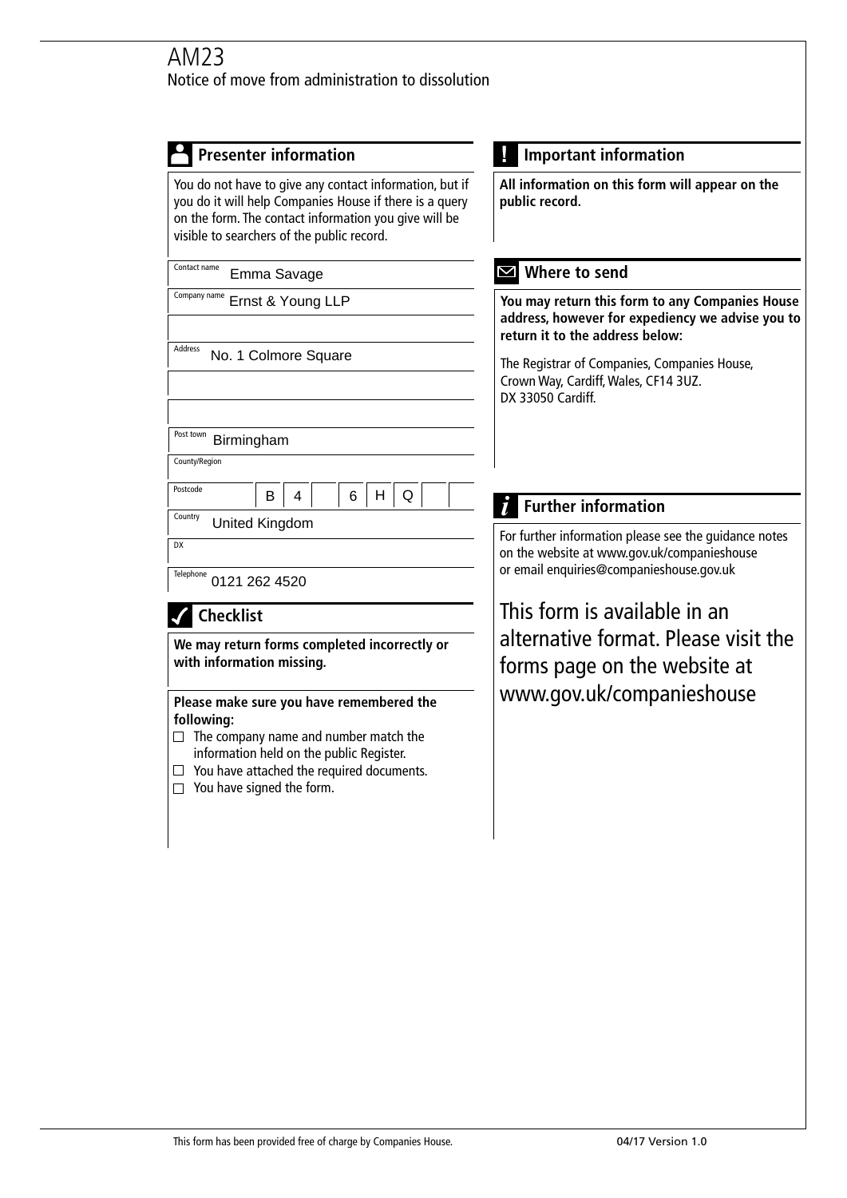# AM23

Notice of move from administration to dissolution

## Presenter information

You do not have to give any contact information, but if you do it will help Companies House if there is a query on the form. The contact information you give will be visible to searchers of the public record.

| | |
|---|---|
| Contact name | Emma Savage |
| Company name | Ernst & Young LLP |
| | |
| Address | No. 1 Colmore Square |
| | |
| | |
| Post town | Birmingham |
| County/Region | |
| Postcode | B4 6HQ |
| Country | United Kingdom |
| DX | |
| Telephone | 0121 262 4520 |

## Checklist

**We may return forms completed incorrectly or with information missing.**

**Please make sure you have remembered the following:**

- ☐ The company name and number match the information held on the public Register.
- ☐ You have attached the required documents.
- ☐ You have signed the form.

## Important information

**All information on this form will appear on the public record.**

## Where to send

**You may return this form to any Companies House address, however for expediency we advise you to return it to the address below:**

The Registrar of Companies, Companies House, Crown Way, Cardiff, Wales, CF14 3UZ.
DX 33050 Cardiff.

## Further information

For further information please see the guidance notes on the website at www.gov.uk/companieshouse or email enquiries@companieshouse.gov.uk

This form is available in an alternative format. Please visit the forms page on the website at www.gov.uk/companieshouse

This form has been provided free of charge by Companies House.

04/17 Version 1.0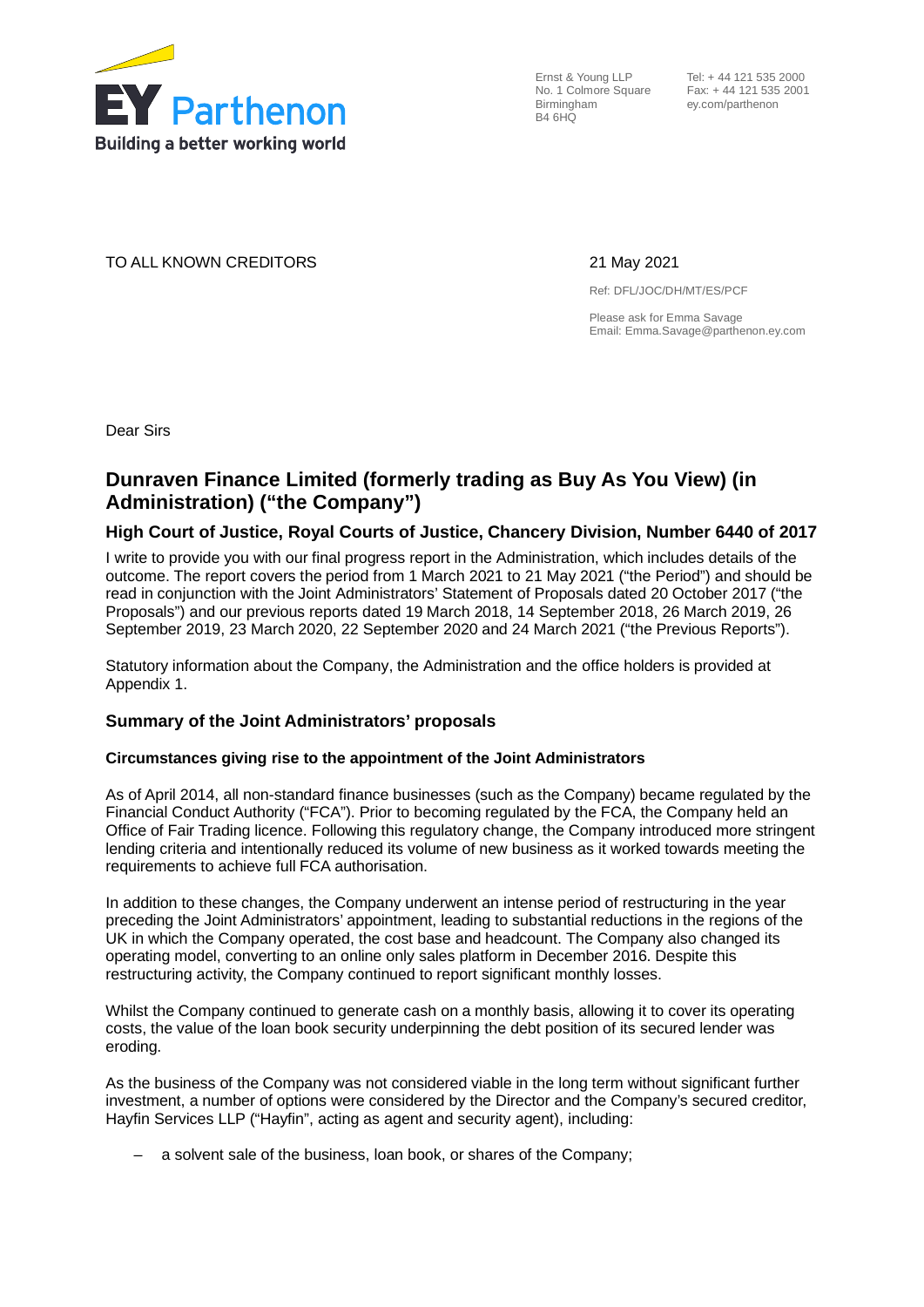Ernst & Young LLP
No. 1 Colmore Square
Birmingham
B4 6HQ

Tel: + 44 121 535 2000
Fax: + 44 121 535 2001
ey.com/parthenon

TO ALL KNOWN CREDITORS

21 May 2021

Ref: DFL/JOC/DH/MT/ES/PCF

Please ask for Emma Savage
Email: Emma.Savage@parthenon.ey.com

Dear Sirs

## Dunraven Finance Limited (formerly trading as Buy As You View) (in Administration) ("the Company")

### High Court of Justice, Royal Courts of Justice, Chancery Division, Number 6440 of 2017

I write to provide you with our final progress report in the Administration, which includes details of the outcome. The report covers the period from 1 March 2021 to 21 May 2021 ("the Period") and should be read in conjunction with the Joint Administrators' Statement of Proposals dated 20 October 2017 ("the Proposals") and our previous reports dated 19 March 2018, 14 September 2018, 26 March 2019, 26 September 2019, 23 March 2020, 22 September 2020 and 24 March 2021 ("the Previous Reports").

Statutory information about the Company, the Administration and the office holders is provided at Appendix 1.

### Summary of the Joint Administrators' proposals

#### Circumstances giving rise to the appointment of the Joint Administrators

As of April 2014, all non-standard finance businesses (such as the Company) became regulated by the Financial Conduct Authority ("FCA"). Prior to becoming regulated by the FCA, the Company held an Office of Fair Trading licence. Following this regulatory change, the Company introduced more stringent lending criteria and intentionally reduced its volume of new business as it worked towards meeting the requirements to achieve full FCA authorisation.

In addition to these changes, the Company underwent an intense period of restructuring in the year preceding the Joint Administrators' appointment, leading to substantial reductions in the regions of the UK in which the Company operated, the cost base and headcount. The Company also changed its operating model, converting to an online only sales platform in December 2016. Despite this restructuring activity, the Company continued to report significant monthly losses.

Whilst the Company continued to generate cash on a monthly basis, allowing it to cover its operating costs, the value of the loan book security underpinning the debt position of its secured lender was eroding.

As the business of the Company was not considered viable in the long term without significant further investment, a number of options were considered by the Director and the Company's secured creditor, Hayfin Services LLP ("Hayfin", acting as agent and security agent), including:

- a solvent sale of the business, loan book, or shares of the Company;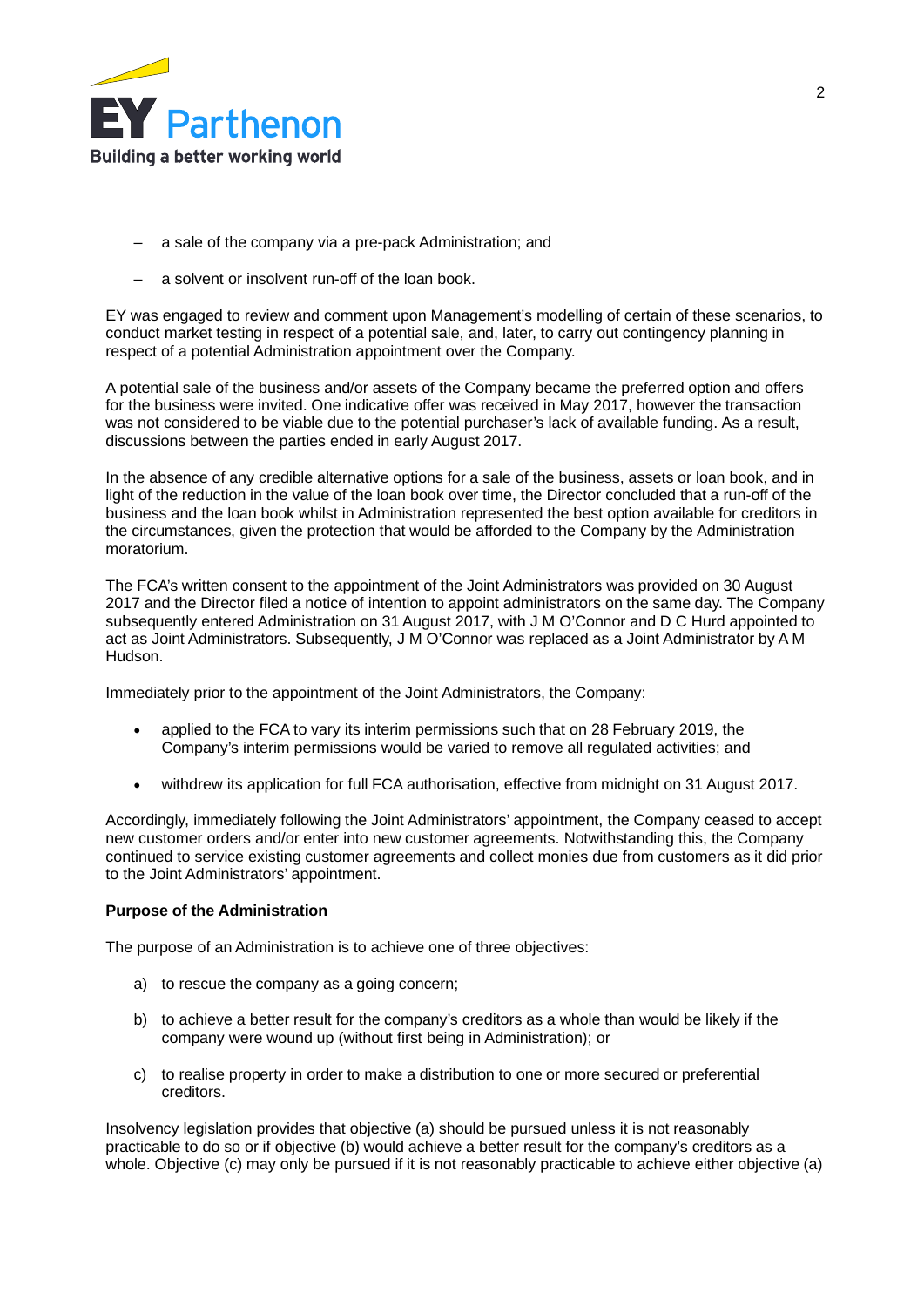- a sale of the company via a pre-pack Administration; and
- a solvent or insolvent run-off of the loan book.

EY was engaged to review and comment upon Management's modelling of certain of these scenarios, to conduct market testing in respect of a potential sale, and, later, to carry out contingency planning in respect of a potential Administration appointment over the Company.

A potential sale of the business and/or assets of the Company became the preferred option and offers for the business were invited. One indicative offer was received in May 2017, however the transaction was not considered to be viable due to the potential purchaser's lack of available funding. As a result, discussions between the parties ended in early August 2017.

In the absence of any credible alternative options for a sale of the business, assets or loan book, and in light of the reduction in the value of the loan book over time, the Director concluded that a run-off of the business and the loan book whilst in Administration represented the best option available for creditors in the circumstances, given the protection that would be afforded to the Company by the Administration moratorium.

The FCA's written consent to the appointment of the Joint Administrators was provided on 30 August 2017 and the Director filed a notice of intention to appoint administrators on the same day. The Company subsequently entered Administration on 31 August 2017, with J M O'Connor and D C Hurd appointed to act as Joint Administrators. Subsequently, J M O'Connor was replaced as a Joint Administrator by A M Hudson.

Immediately prior to the appointment of the Joint Administrators, the Company:

- applied to the FCA to vary its interim permissions such that on 28 February 2019, the Company's interim permissions would be varied to remove all regulated activities; and
- withdrew its application for full FCA authorisation, effective from midnight on 31 August 2017.

Accordingly, immediately following the Joint Administrators' appointment, the Company ceased to accept new customer orders and/or enter into new customer agreements. Notwithstanding this, the Company continued to service existing customer agreements and collect monies due from customers as it did prior to the Joint Administrators' appointment.

**Purpose of the Administration**

The purpose of an Administration is to achieve one of three objectives:

a) to rescue the company as a going concern;

b) to achieve a better result for the company's creditors as a whole than would be likely if the company were wound up (without first being in Administration); or

c) to realise property in order to make a distribution to one or more secured or preferential creditors.

Insolvency legislation provides that objective (a) should be pursued unless it is not reasonably practicable to do so or if objective (b) would achieve a better result for the company's creditors as a whole. Objective (c) may only be pursued if it is not reasonably practicable to achieve either objective (a)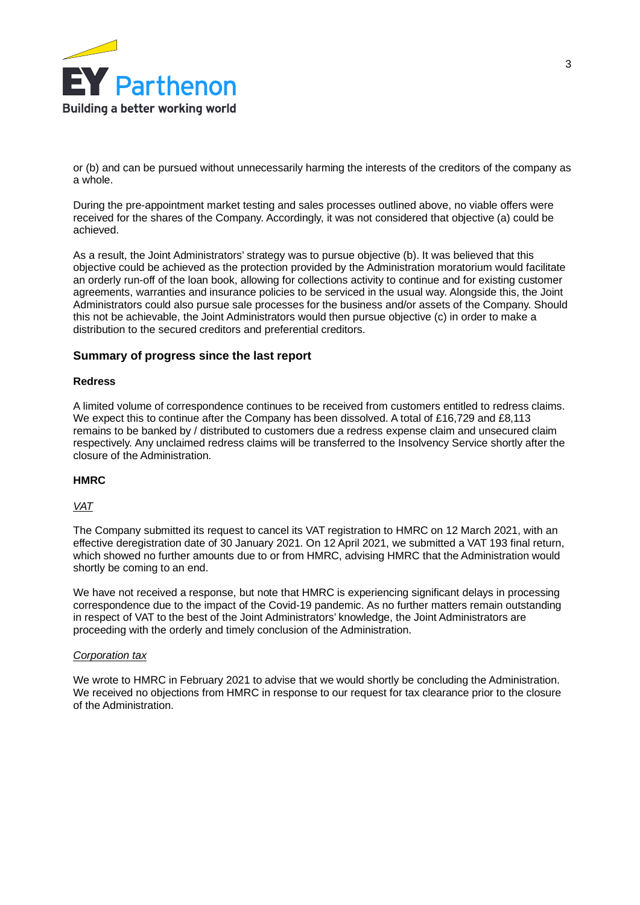or (b) and can be pursued without unnecessarily harming the interests of the creditors of the company as a whole.

During the pre-appointment market testing and sales processes outlined above, no viable offers were received for the shares of the Company. Accordingly, it was not considered that objective (a) could be achieved.

As a result, the Joint Administrators' strategy was to pursue objective (b). It was believed that this objective could be achieved as the protection provided by the Administration moratorium would facilitate an orderly run-off of the loan book, allowing for collections activity to continue and for existing customer agreements, warranties and insurance policies to be serviced in the usual way. Alongside this, the Joint Administrators could also pursue sale processes for the business and/or assets of the Company. Should this not be achievable, the Joint Administrators would then pursue objective (c) in order to make a distribution to the secured creditors and preferential creditors.

## Summary of progress since the last report

**Redress**

A limited volume of correspondence continues to be received from customers entitled to redress claims. We expect this to continue after the Company has been dissolved. A total of £16,729 and £8,113 remains to be banked by / distributed to customers due a redress expense claim and unsecured claim respectively. Any unclaimed redress claims will be transferred to the Insolvency Service shortly after the closure of the Administration.

**HMRC**

*VAT*

The Company submitted its request to cancel its VAT registration to HMRC on 12 March 2021, with an effective deregistration date of 30 January 2021. On 12 April 2021, we submitted a VAT 193 final return, which showed no further amounts due to or from HMRC, advising HMRC that the Administration would shortly be coming to an end.

We have not received a response, but note that HMRC is experiencing significant delays in processing correspondence due to the impact of the Covid-19 pandemic. As no further matters remain outstanding in respect of VAT to the best of the Joint Administrators' knowledge, the Joint Administrators are proceeding with the orderly and timely conclusion of the Administration.

*Corporation tax*

We wrote to HMRC in February 2021 to advise that we would shortly be concluding the Administration. We received no objections from HMRC in response to our request for tax clearance prior to the closure of the Administration.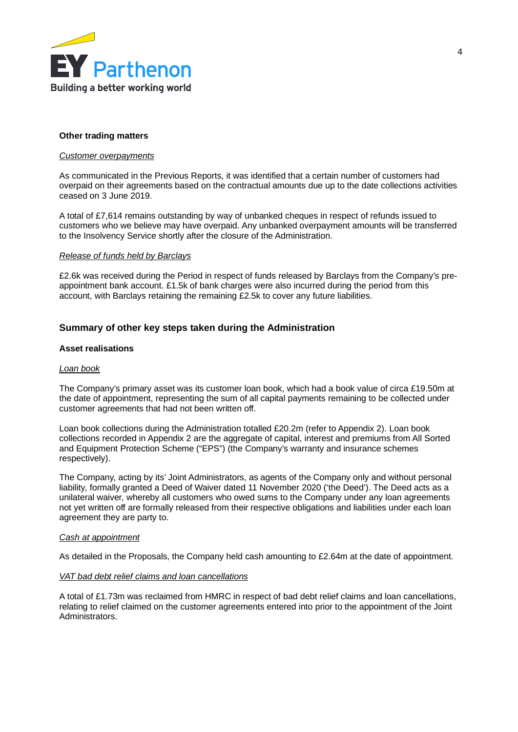### Other trading matters

*Customer overpayments*

As communicated in the Previous Reports, it was identified that a certain number of customers had overpaid on their agreements based on the contractual amounts due up to the date collections activities ceased on 3 June 2019.

A total of £7,614 remains outstanding by way of unbanked cheques in respect of refunds issued to customers who we believe may have overpaid. Any unbanked overpayment amounts will be transferred to the Insolvency Service shortly after the closure of the Administration.

*Release of funds held by Barclays*

£2.6k was received during the Period in respect of funds released by Barclays from the Company's pre-appointment bank account. £1.5k of bank charges were also incurred during the period from this account, with Barclays retaining the remaining £2.5k to cover any future liabilities.

## Summary of other key steps taken during the Administration

### Asset realisations

*Loan book*

The Company's primary asset was its customer loan book, which had a book value of circa £19.50m at the date of appointment, representing the sum of all capital payments remaining to be collected under customer agreements that had not been written off.

Loan book collections during the Administration totalled £20.2m (refer to Appendix 2). Loan book collections recorded in Appendix 2 are the aggregate of capital, interest and premiums from All Sorted and Equipment Protection Scheme ("EPS") (the Company's warranty and insurance schemes respectively).

The Company, acting by its' Joint Administrators, as agents of the Company only and without personal liability, formally granted a Deed of Waiver dated 11 November 2020 ('the Deed'). The Deed acts as a unilateral waiver, whereby all customers who owed sums to the Company under any loan agreements not yet written off are formally released from their respective obligations and liabilities under each loan agreement they are party to.

*Cash at appointment*

As detailed in the Proposals, the Company held cash amounting to £2.64m at the date of appointment.

*VAT bad debt relief claims and loan cancellations*

A total of £1.73m was reclaimed from HMRC in respect of bad debt relief claims and loan cancellations, relating to relief claimed on the customer agreements entered into prior to the appointment of the Joint Administrators.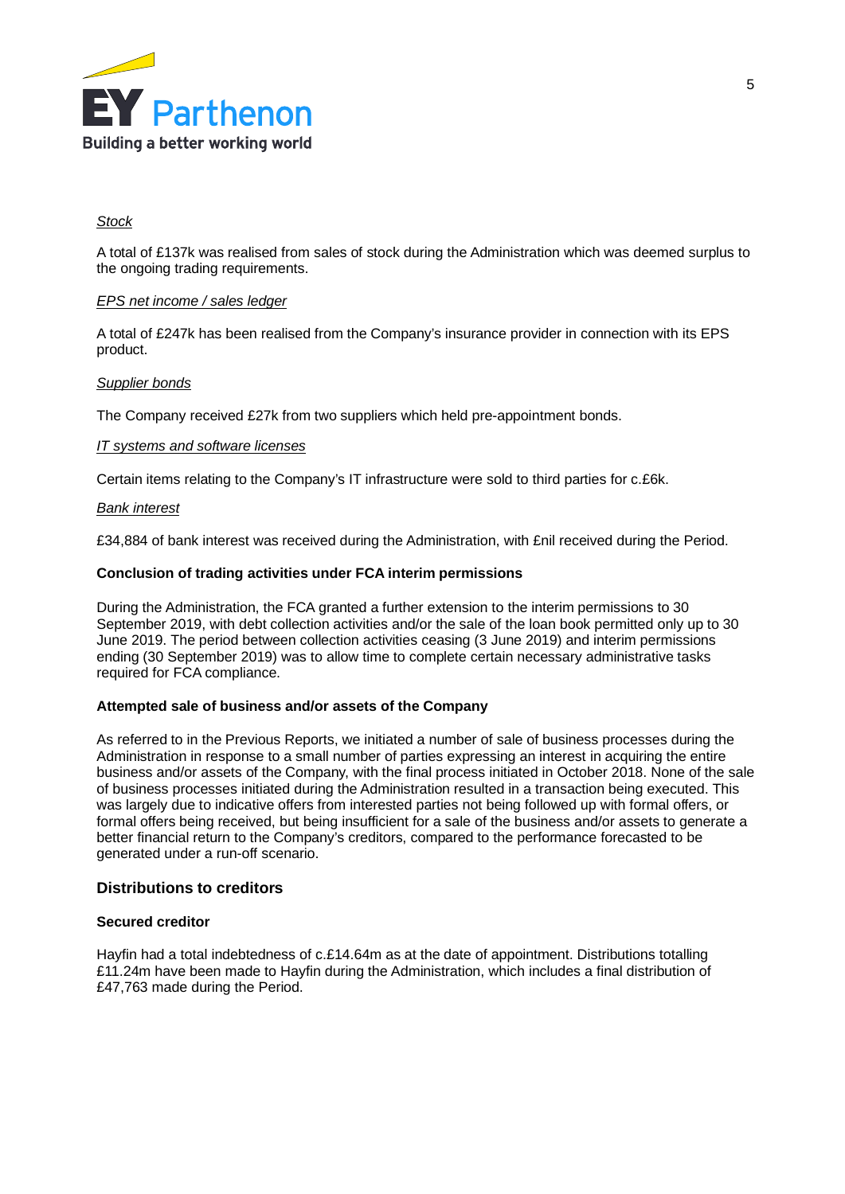*Stock*

A total of £137k was realised from sales of stock during the Administration which was deemed surplus to the ongoing trading requirements.

*EPS net income / sales ledger*

A total of £247k has been realised from the Company's insurance provider in connection with its EPS product.

*Supplier bonds*

The Company received £27k from two suppliers which held pre-appointment bonds.

*IT systems and software licenses*

Certain items relating to the Company's IT infrastructure were sold to third parties for c.£6k.

*Bank interest*

£34,884 of bank interest was received during the Administration, with £nil received during the Period.

**Conclusion of trading activities under FCA interim permissions**

During the Administration, the FCA granted a further extension to the interim permissions to 30 September 2019, with debt collection activities and/or the sale of the loan book permitted only up to 30 June 2019. The period between collection activities ceasing (3 June 2019) and interim permissions ending (30 September 2019) was to allow time to complete certain necessary administrative tasks required for FCA compliance.

**Attempted sale of business and/or assets of the Company**

As referred to in the Previous Reports, we initiated a number of sale of business processes during the Administration in response to a small number of parties expressing an interest in acquiring the entire business and/or assets of the Company, with the final process initiated in October 2018. None of the sale of business processes initiated during the Administration resulted in a transaction being executed. This was largely due to indicative offers from interested parties not being followed up with formal offers, or formal offers being received, but being insufficient for a sale of the business and/or assets to generate a better financial return to the Company's creditors, compared to the performance forecasted to be generated under a run-off scenario.

## Distributions to creditors

**Secured creditor**

Hayfin had a total indebtedness of c.£14.64m as at the date of appointment. Distributions totalling £11.24m have been made to Hayfin during the Administration, which includes a final distribution of £47,763 made during the Period.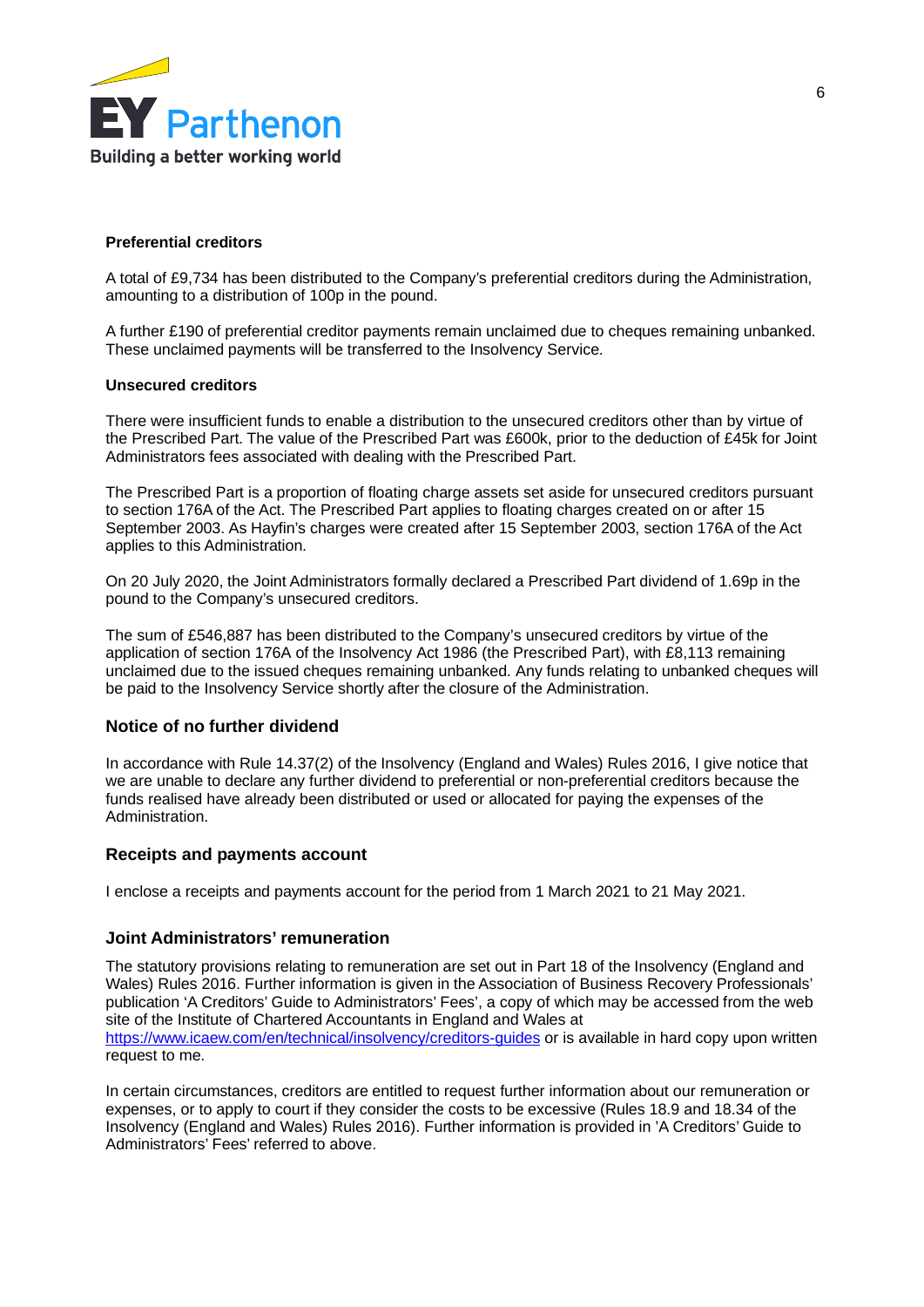**Preferential creditors**

A total of £9,734 has been distributed to the Company's preferential creditors during the Administration, amounting to a distribution of 100p in the pound.

A further £190 of preferential creditor payments remain unclaimed due to cheques remaining unbanked. These unclaimed payments will be transferred to the Insolvency Service.

**Unsecured creditors**

There were insufficient funds to enable a distribution to the unsecured creditors other than by virtue of the Prescribed Part. The value of the Prescribed Part was £600k, prior to the deduction of £45k for Joint Administrators fees associated with dealing with the Prescribed Part.

The Prescribed Part is a proportion of floating charge assets set aside for unsecured creditors pursuant to section 176A of the Act. The Prescribed Part applies to floating charges created on or after 15 September 2003. As Hayfin's charges were created after 15 September 2003, section 176A of the Act applies to this Administration.

On 20 July 2020, the Joint Administrators formally declared a Prescribed Part dividend of 1.69p in the pound to the Company's unsecured creditors.

The sum of £546,887 has been distributed to the Company's unsecured creditors by virtue of the application of section 176A of the Insolvency Act 1986 (the Prescribed Part), with £8,113 remaining unclaimed due to the issued cheques remaining unbanked. Any funds relating to unbanked cheques will be paid to the Insolvency Service shortly after the closure of the Administration.

## Notice of no further dividend

In accordance with Rule 14.37(2) of the Insolvency (England and Wales) Rules 2016, I give notice that we are unable to declare any further dividend to preferential or non-preferential creditors because the funds realised have already been distributed or used or allocated for paying the expenses of the Administration.

## Receipts and payments account

I enclose a receipts and payments account for the period from 1 March 2021 to 21 May 2021.

## Joint Administrators' remuneration

The statutory provisions relating to remuneration are set out in Part 18 of the Insolvency (England and Wales) Rules 2016. Further information is given in the Association of Business Recovery Professionals' publication 'A Creditors' Guide to Administrators' Fees', a copy of which may be accessed from the web site of the Institute of Chartered Accountants in England and Wales at https://www.icaew.com/en/technical/insolvency/creditors-guides or is available in hard copy upon written request to me.

In certain circumstances, creditors are entitled to request further information about our remuneration or expenses, or to apply to court if they consider the costs to be excessive (Rules 18.9 and 18.34 of the Insolvency (England and Wales) Rules 2016). Further information is provided in 'A Creditors' Guide to Administrators' Fees' referred to above.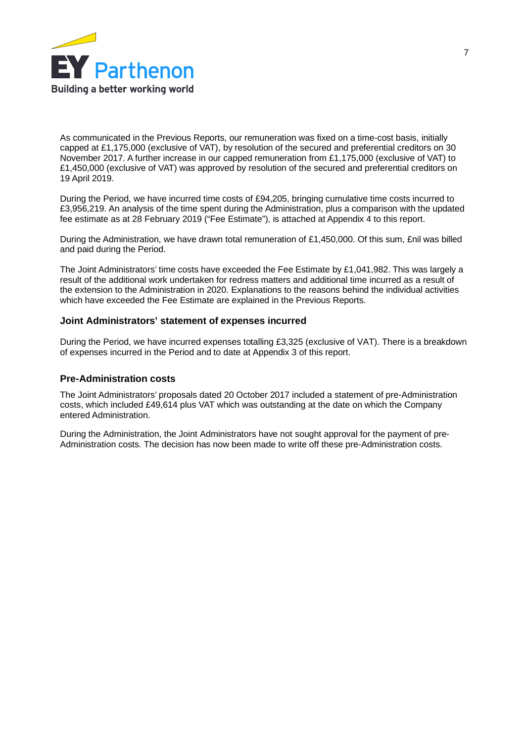As communicated in the Previous Reports, our remuneration was fixed on a time-cost basis, initially capped at £1,175,000 (exclusive of VAT), by resolution of the secured and preferential creditors on 30 November 2017. A further increase in our capped remuneration from £1,175,000 (exclusive of VAT) to £1,450,000 (exclusive of VAT) was approved by resolution of the secured and preferential creditors on 19 April 2019.

During the Period, we have incurred time costs of £94,205, bringing cumulative time costs incurred to £3,956,219. An analysis of the time spent during the Administration, plus a comparison with the updated fee estimate as at 28 February 2019 ("Fee Estimate"), is attached at Appendix 4 to this report.

During the Administration, we have drawn total remuneration of £1,450,000. Of this sum, £nil was billed and paid during the Period.

The Joint Administrators' time costs have exceeded the Fee Estimate by £1,041,982. This was largely a result of the additional work undertaken for redress matters and additional time incurred as a result of the extension to the Administration in 2020. Explanations to the reasons behind the individual activities which have exceeded the Fee Estimate are explained in the Previous Reports.

### Joint Administrators' statement of expenses incurred

During the Period, we have incurred expenses totalling £3,325 (exclusive of VAT). There is a breakdown of expenses incurred in the Period and to date at Appendix 3 of this report.

### Pre-Administration costs

The Joint Administrators' proposals dated 20 October 2017 included a statement of pre-Administration costs, which included £49,614 plus VAT which was outstanding at the date on which the Company entered Administration.

During the Administration, the Joint Administrators have not sought approval for the payment of pre-Administration costs. The decision has now been made to write off these pre-Administration costs.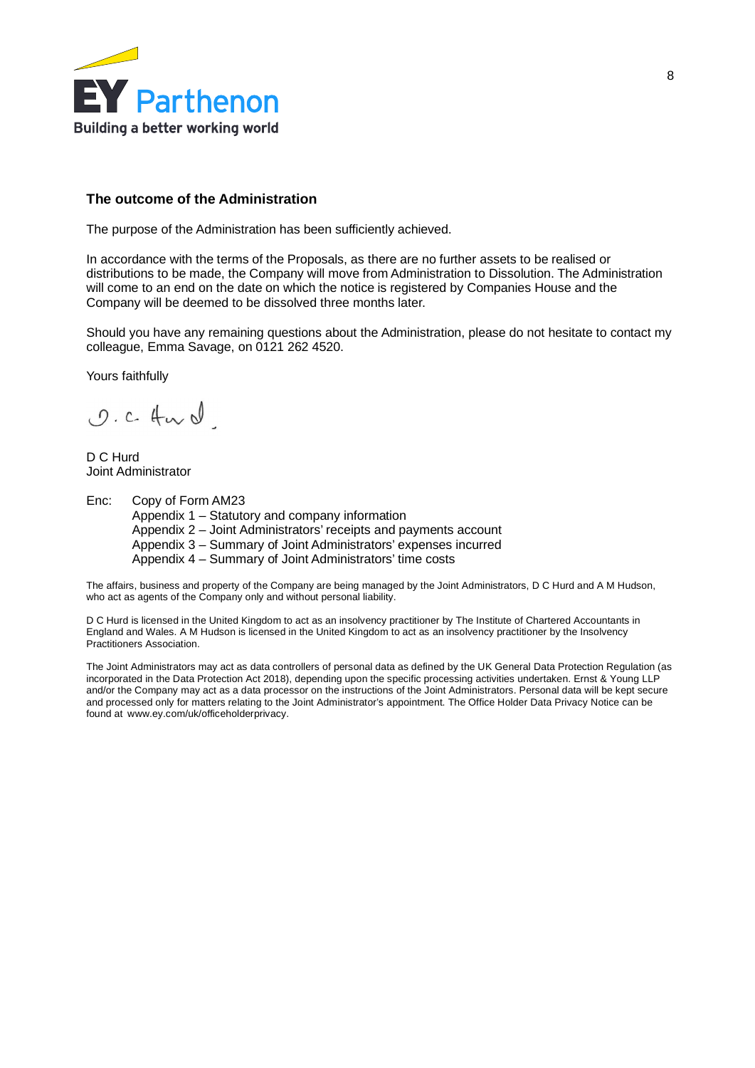## The outcome of the Administration

The purpose of the Administration has been sufficiently achieved.

In accordance with the terms of the Proposals, as there are no further assets to be realised or distributions to be made, the Company will move from Administration to Dissolution. The Administration will come to an end on the date on which the notice is registered by Companies House and the Company will be deemed to be dissolved three months later.

Should you have any remaining questions about the Administration, please do not hesitate to contact my colleague, Emma Savage, on 0121 262 4520.

Yours faithfully

D C Hurd
Joint Administrator

Enc: Copy of Form AM23
Appendix 1 – Statutory and company information
Appendix 2 – Joint Administrators' receipts and payments account
Appendix 3 – Summary of Joint Administrators' expenses incurred
Appendix 4 – Summary of Joint Administrators' time costs

The affairs, business and property of the Company are being managed by the Joint Administrators, D C Hurd and A M Hudson, who act as agents of the Company only and without personal liability.

D C Hurd is licensed in the United Kingdom to act as an insolvency practitioner by The Institute of Chartered Accountants in England and Wales. A M Hudson is licensed in the United Kingdom to act as an insolvency practitioner by the Insolvency Practitioners Association.

The Joint Administrators may act as data controllers of personal data as defined by the UK General Data Protection Regulation (as incorporated in the Data Protection Act 2018), depending upon the specific processing activities undertaken. Ernst & Young LLP and/or the Company may act as a data processor on the instructions of the Joint Administrators. Personal data will be kept secure and processed only for matters relating to the Joint Administrator's appointment. The Office Holder Data Privacy Notice can be found at www.ey.com/uk/officeholderprivacy.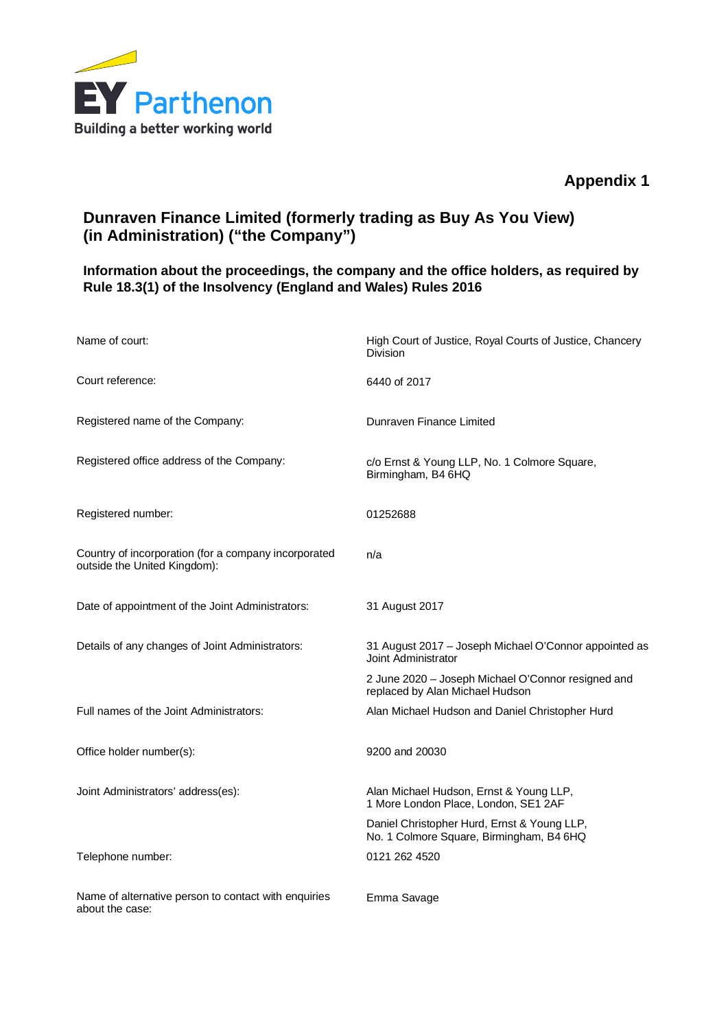**Appendix 1**

## Dunraven Finance Limited (formerly trading as Buy As You View) (in Administration) ("the Company")

### Information about the proceedings, the company and the office holders, as required by Rule 18.3(1) of the Insolvency (England and Wales) Rules 2016

| | |
|---|---|
| Name of court: | High Court of Justice, Royal Courts of Justice, Chancery Division |
| Court reference: | 6440 of 2017 |
| Registered name of the Company: | Dunraven Finance Limited |
| Registered office address of the Company: | c/o Ernst & Young LLP, No. 1 Colmore Square, Birmingham, B4 6HQ |
| Registered number: | 01252688 |
| Country of incorporation (for a company incorporated outside the United Kingdom): | n/a |
| Date of appointment of the Joint Administrators: | 31 August 2017 |
| Details of any changes of Joint Administrators: | 31 August 2017 – Joseph Michael O'Connor appointed as Joint Administrator<br>2 June 2020 – Joseph Michael O'Connor resigned and replaced by Alan Michael Hudson |
| Full names of the Joint Administrators: | Alan Michael Hudson and Daniel Christopher Hurd |
| Office holder number(s): | 9200 and 20030 |
| Joint Administrators' address(es): | Alan Michael Hudson, Ernst & Young LLP, 1 More London Place, London, SE1 2AF<br>Daniel Christopher Hurd, Ernst & Young LLP, No. 1 Colmore Square, Birmingham, B4 6HQ |
| Telephone number: | 0121 262 4520 |
| Name of alternative person to contact with enquiries about the case: | Emma Savage |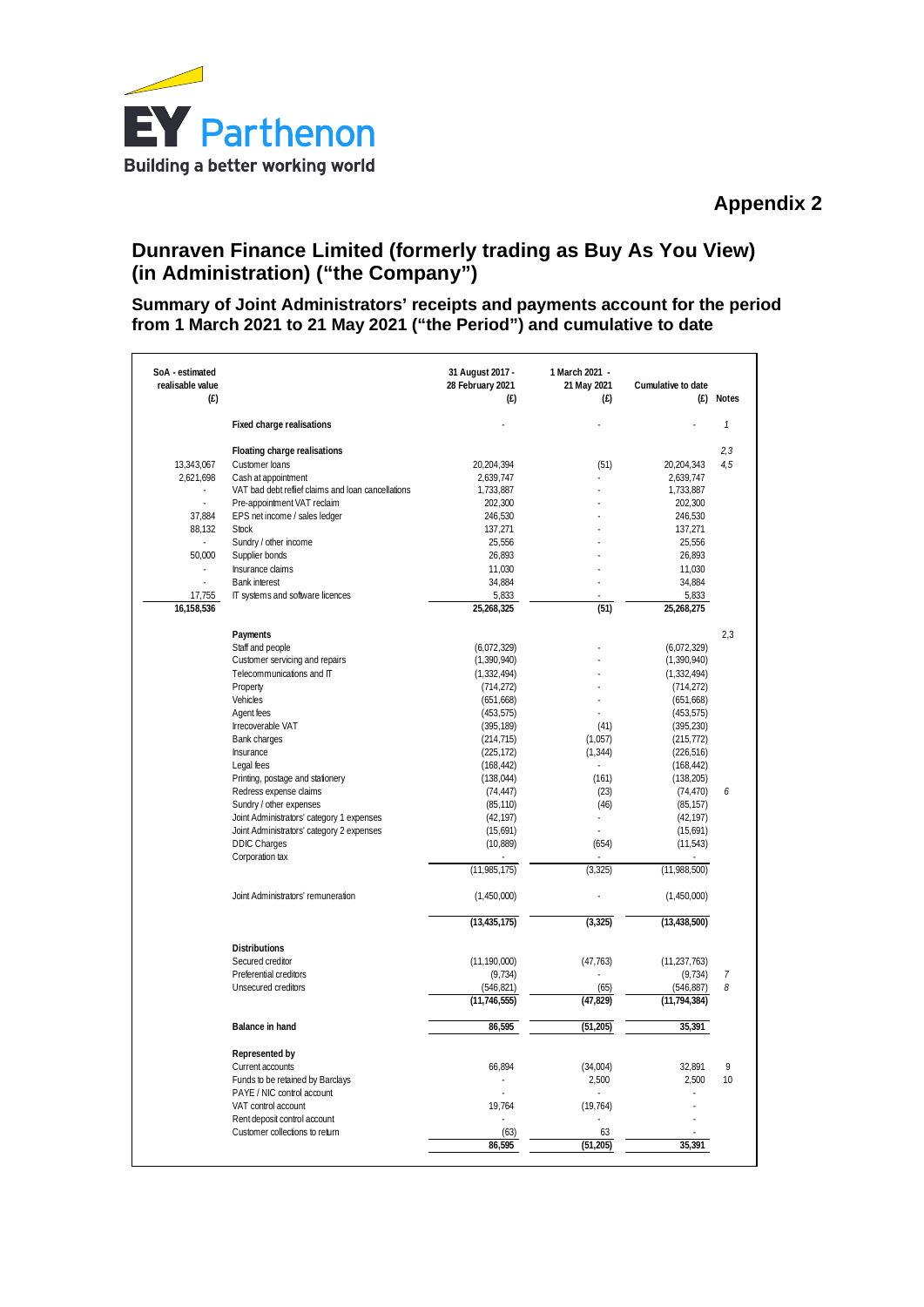EY Parthenon

Building a better working world

## Appendix 2

# Dunraven Finance Limited (formerly trading as Buy As You View) (in Administration) ("the Company")

### Summary of Joint Administrators' receipts and payments account for the period from 1 March 2021 to 21 May 2021 ("the Period") and cumulative to date

| SoA - estimated realisable value (£) | | 31 August 2017 - 28 February 2021 (£) | 1 March 2021 - 21 May 2021 (£) | Cumulative to date (£) | Notes |
|---|---|---|---|---|---|
| | **Fixed charge realisations** | - | - | - | 1 |
| | | | | | |
| | **Floating charge realisations** | | | | 2,3 |
| 13,343,067 | Customer loans | 20,204,394 | (51) | 20,204,343 | 4,5 |
| 2,621,698 | Cash at appointment | 2,639,747 | - | 2,639,747 | |
| - | VAT bad debt relief claims and loan cancellations | 1,733,887 | - | 1,733,887 | |
| - | Pre-appointment VAT reclaim | 202,300 | - | 202,300 | |
| 37,884 | EPS net income / sales ledger | 246,530 | - | 246,530 | |
| 88,132 | Stock | 137,271 | - | 137,271 | |
| - | Sundry / other income | 25,556 | - | 25,556 | |
| 50,000 | Supplier bonds | 26,893 | - | 26,893 | |
| - | Insurance claims | 11,030 | - | 11,030 | |
| - | Bank interest | 34,884 | - | 34,884 | |
| 17,755 | IT systems and software licences | 5,833 | - | 5,833 | |
| **16,158,536** | | **25,268,325** | **(51)** | **25,268,275** | |
| | | | | | |
| | **Payments** | | | | 2,3 |
| | Staff and people | (6,072,329) | - | (6,072,329) | |
| | Customer servicing and repairs | (1,390,940) | - | (1,390,940) | |
| | Telecommunications and IT | (1,332,494) | - | (1,332,494) | |
| | Property | (714,272) | - | (714,272) | |
| | Vehicles | (651,668) | - | (651,668) | |
| | Agent fees | (453,575) | - | (453,575) | |
| | Irrecoverable VAT | (395,189) | (41) | (395,230) | |
| | Bank charges | (214,715) | (1,057) | (215,772) | |
| | Insurance | (225,172) | (1,344) | (226,516) | |
| | Legal fees | (168,442) | - | (168,442) | |
| | Printing, postage and stationery | (138,044) | (161) | (138,205) | |
| | Redress expense claims | (74,447) | (23) | (74,470) | 6 |
| | Sundry / other expenses | (85,110) | (46) | (85,157) | |
| | Joint Administrators' category 1 expenses | (42,197) | - | (42,197) | |
| | Joint Administrators' category 2 expenses | (15,691) | - | (15,691) | |
| | DDIC Charges | (10,889) | (654) | (11,543) | |
| | Corporation tax | - | - | - | |
| | | (11,985,175) | (3,325) | (11,988,500) | |
| | | | | | |
| | Joint Administrators' remuneration | (1,450,000) | - | (1,450,000) | |
| | | | | | |
| | | **(13,435,175)** | **(3,325)** | **(13,438,500)** | |
| | | | | | |
| | **Distributions** | | | | |
| | Secured creditor | (11,190,000) | (47,763) | (11,237,763) | |
| | Preferential creditors | (9,734) | - | (9,734) | 7 |
| | Unsecured creditors | (546,821) | (65) | (546,887) | 8 |
| | | **(11,746,555)** | **(47,829)** | **(11,794,384)** | |
| | | | | | |
| | **Balance in hand** | **86,595** | **(51,205)** | **35,391** | |
| | | | | | |
| | **Represented by** | | | | |
| | Current accounts | 66,894 | (34,004) | 32,891 | 9 |
| | Funds to be retained by Barclays | - | 2,500 | 2,500 | 10 |
| | PAYE / NIC control account | - | - | - | |
| | VAT control account | 19,764 | (19,764) | - | |
| | Rent deposit control account | - | - | - | |
| | Customer collections to return | (63) | 63 | - | |
| | | **86,595** | **(51,205)** | **35,391** | |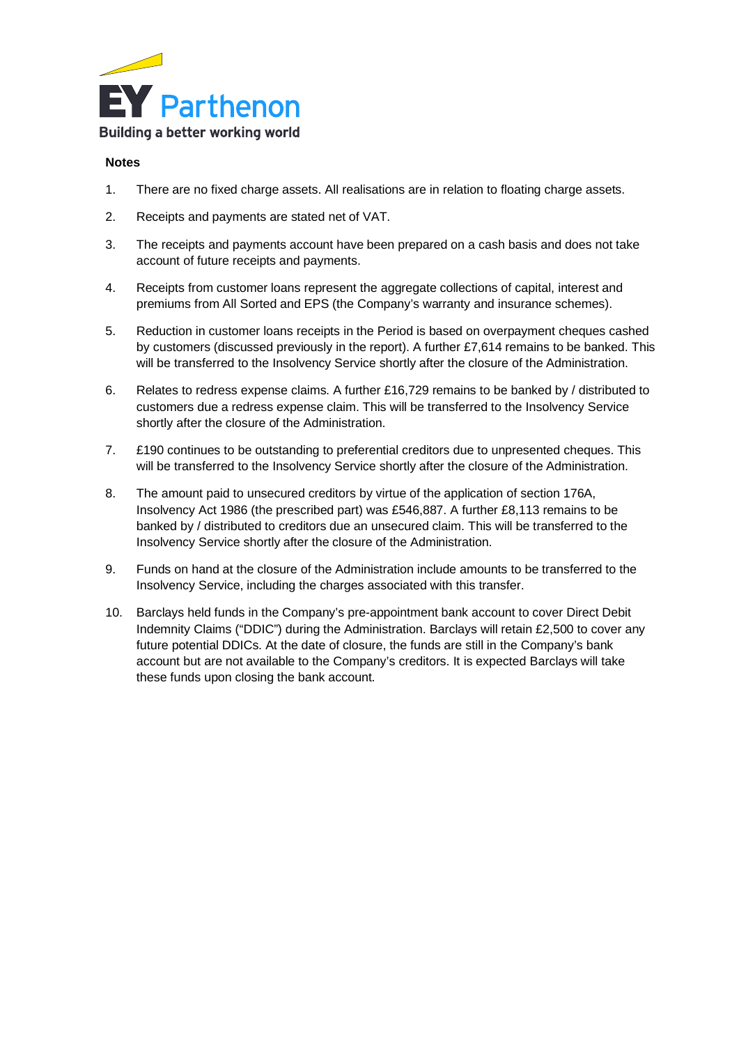**Notes**

1. There are no fixed charge assets. All realisations are in relation to floating charge assets.
2. Receipts and payments are stated net of VAT.
3. The receipts and payments account have been prepared on a cash basis and does not take account of future receipts and payments.
4. Receipts from customer loans represent the aggregate collections of capital, interest and premiums from All Sorted and EPS (the Company's warranty and insurance schemes).
5. Reduction in customer loans receipts in the Period is based on overpayment cheques cashed by customers (discussed previously in the report). A further £7,614 remains to be banked. This will be transferred to the Insolvency Service shortly after the closure of the Administration.
6. Relates to redress expense claims. A further £16,729 remains to be banked by / distributed to customers due a redress expense claim. This will be transferred to the Insolvency Service shortly after the closure of the Administration.
7. £190 continues to be outstanding to preferential creditors due to unpresented cheques. This will be transferred to the Insolvency Service shortly after the closure of the Administration.
8. The amount paid to unsecured creditors by virtue of the application of section 176A, Insolvency Act 1986 (the prescribed part) was £546,887. A further £8,113 remains to be banked by / distributed to creditors due an unsecured claim. This will be transferred to the Insolvency Service shortly after the closure of the Administration.
9. Funds on hand at the closure of the Administration include amounts to be transferred to the Insolvency Service, including the charges associated with this transfer.
10. Barclays held funds in the Company's pre-appointment bank account to cover Direct Debit Indemnity Claims ("DDIC") during the Administration. Barclays will retain £2,500 to cover any future potential DDICs. At the date of closure, the funds are still in the Company's bank account but are not available to the Company's creditors. It is expected Barclays will take these funds upon closing the bank account.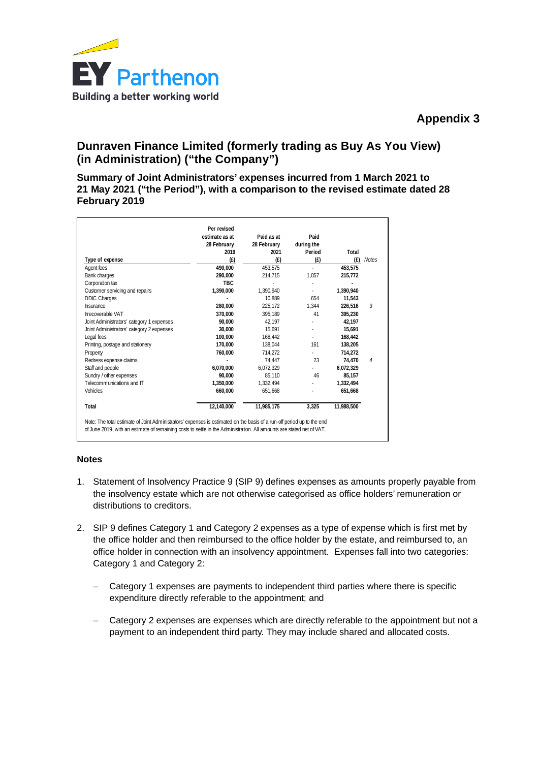## Appendix 3

## Dunraven Finance Limited (formerly trading as Buy As You View) (in Administration) ("the Company")

### Summary of Joint Administrators' expenses incurred from 1 March 2021 to 21 May 2021 ("the Period"), with a comparison to the revised estimate dated 28 February 2019

| Type of expense | Per revised estimate as at 28 February 2019 (£) | Paid as at 28 February 2021 (£) | Paid during the Period (£) | Total (£) | Notes |
|---|---|---|---|---|---|
| Agent fees | **490,000** | 453,575 | - | **453,575** | |
| Bank charges | **290,000** | 214,715 | 1,057 | **215,772** | |
| Corporation tax | **TBC** | - | - | **-** | |
| Customer servicing and repairs | **1,390,000** | 1,390,940 | - | **1,390,940** | |
| DDIC Charges | **-** | 10,889 | 654 | **11,543** | |
| Insurance | **280,000** | 225,172 | 1,344 | **226,516** | 3 |
| Irrecoverable VAT | **370,000** | 395,189 | 41 | **395,230** | |
| Joint Administrators' category 1 expenses | **90,000** | 42,197 | - | **42,197** | |
| Joint Administrators' category 2 expenses | **30,000** | 15,691 | - | **15,691** | |
| Legal fees | **100,000** | 168,442 | - | **168,442** | |
| Printing, postage and stationery | **170,000** | 138,044 | 161 | **138,205** | |
| Property | **760,000** | 714,272 | - | **714,272** | |
| Redress expense claims | **-** | 74,447 | 23 | **74,470** | 4 |
| Staff and people | **6,070,000** | 6,072,329 | - | **6,072,329** | |
| Sundry / other expenses | **90,000** | 85,110 | 46 | **85,157** | |
| Telecommunications and IT | **1,350,000** | 1,332,494 | - | **1,332,494** | |
| Vehicles | **660,000** | 651,668 | - | **651,668** | |
| **Total** | **12,140,000** | **11,985,175** | **3,325** | **11,988,500** | |

Note: The total estimate of Joint Administrators' expenses is estimated on the basis of a run-off period up to the end of June 2019, with an estimate of remaining costs to settle in the Administration. All amounts are stated net of VAT.

### Notes

1. Statement of Insolvency Practice 9 (SIP 9) defines expenses as amounts properly payable from the insolvency estate which are not otherwise categorised as office holders' remuneration or distributions to creditors.

2. SIP 9 defines Category 1 and Category 2 expenses as a type of expense which is first met by the office holder and then reimbursed to the office holder by the estate, and reimbursed to, an office holder in connection with an insolvency appointment. Expenses fall into two categories: Category 1 and Category 2:

   – Category 1 expenses are payments to independent third parties where there is specific expenditure directly referable to the appointment; and

   – Category 2 expenses are expenses which are directly referable to the appointment but not a payment to an independent third party. They may include shared and allocated costs.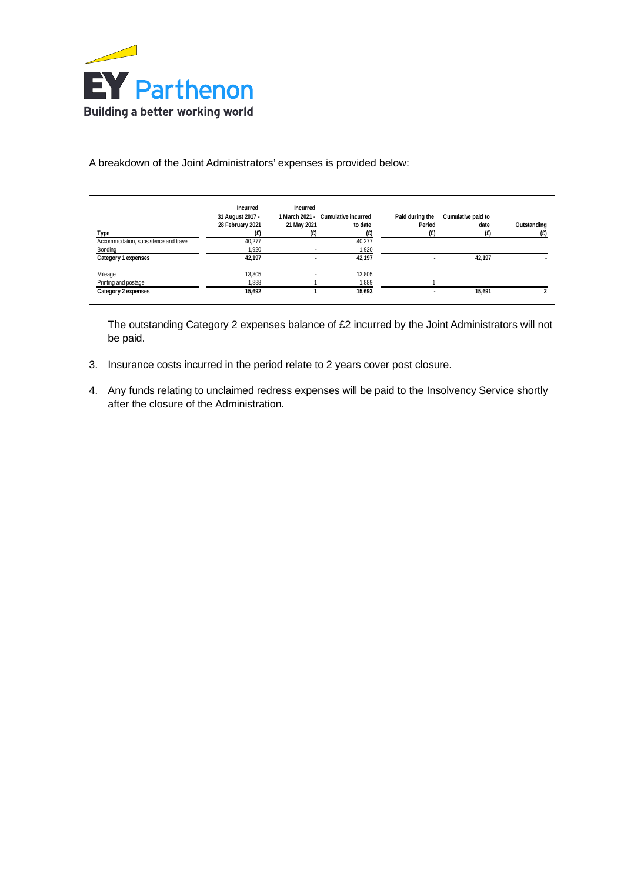A breakdown of the Joint Administrators' expenses is provided below:

| Type | Incurred 31 August 2017 - 28 February 2021 (£) | Incurred 1 March 2021 - 21 May 2021 (£) | Cumulative incurred to date (£) | Paid during the Period (£) | Cumulative paid to date (£) | Outstanding (£) |
|---|---|---|---|---|---|---|
| Accommodation, subsistence and travel | 40,277 | | 40,277 | | | |
| Bonding | 1,920 | - | 1,920 | | | |
| **Category 1 expenses** | **42,197** | **-** | **42,197** | **-** | **42,197** | **-** |
| Mileage | 13,805 | - | 13,805 | | | |
| Printing and postage | 1,888 | 1 | 1,889 | 1 | | |
| **Category 2 expenses** | **15,692** | **1** | **15,693** | **-** | **15,691** | **2** |

The outstanding Category 2 expenses balance of £2 incurred by the Joint Administrators will not be paid.

3. Insurance costs incurred in the period relate to 2 years cover post closure.
4. Any funds relating to unclaimed redress expenses will be paid to the Insolvency Service shortly after the closure of the Administration.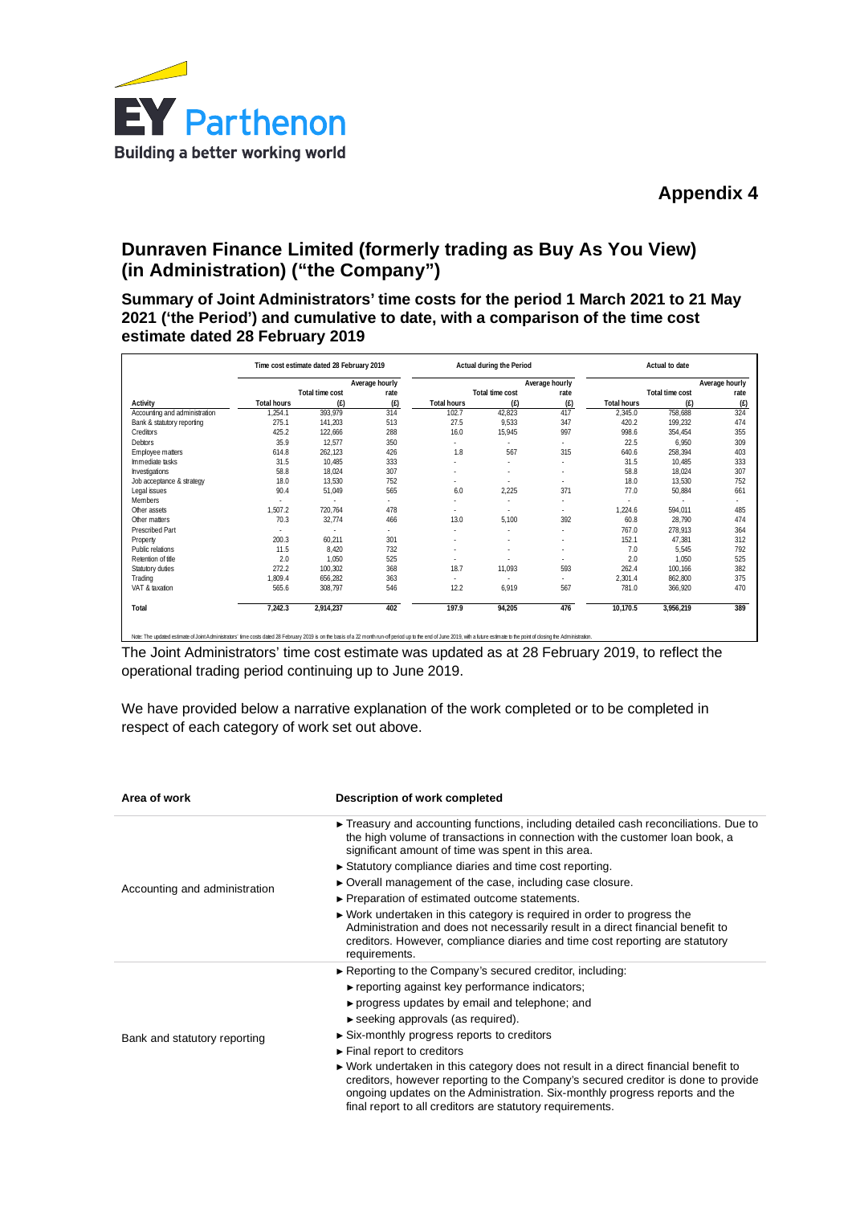# Appendix 4

## Dunraven Finance Limited (formerly trading as Buy As You View) (in Administration) ("the Company")

### Summary of Joint Administrators' time costs for the period 1 March 2021 to 21 May 2021 ('the Period') and cumulative to date, with a comparison of the time cost estimate dated 28 February 2019

| | Time cost estimate dated 28 February 2019 | | | Actual during the Period | | | Actual to date | | |
|---|---|---|---|---|---|---|---|---|---|
| Activity | Total hours | Total time cost (£) | Average hourly rate (£) | Total hours | Total time cost (£) | Average hourly rate (£) | Total hours | Total time cost (£) | Average hourly rate (£) |
| Accounting and administration | 1,254.1 | 393,979 | 314 | 102.7 | 42,823 | 417 | 2,345.0 | 758,688 | 324 |
| Bank & statutory reporting | 275.1 | 141,203 | 513 | 27.5 | 9,533 | 347 | 420.2 | 199,232 | 474 |
| Creditors | 425.2 | 122,666 | 288 | 16.0 | 15,945 | 997 | 998.6 | 354,454 | 355 |
| Debtors | 35.9 | 12,577 | 350 | - | - | - | 22.5 | 6,950 | 309 |
| Employee matters | 614.8 | 262,123 | 426 | 1.8 | 567 | 315 | 640.6 | 258,394 | 403 |
| Immediate tasks | 31.5 | 10,485 | 333 | - | - | - | 31.5 | 10,485 | 333 |
| Investigations | 58.8 | 18,024 | 307 | - | - | - | 58.8 | 18,024 | 307 |
| Job acceptance & strategy | 18.0 | 13,530 | 752 | - | - | - | 18.0 | 13,530 | 752 |
| Legal issues | 90.4 | 51,049 | 565 | 6.0 | 2,225 | 371 | 77.0 | 50,884 | 661 |
| Members | - | - | - | - | - | - | - | - | - |
| Other assets | 1,507.2 | 720,764 | 478 | - | - | - | 1,224.6 | 594,011 | 485 |
| Other matters | 70.3 | 32,774 | 466 | 13.0 | 5,100 | 392 | 60.8 | 28,790 | 474 |
| Prescribed Part | - | - | - | - | - | - | 767.0 | 278,913 | 364 |
| Property | 200.3 | 60,211 | 301 | - | - | - | 152.1 | 47,381 | 312 |
| Public relations | 11.5 | 8,420 | 732 | - | - | - | 7.0 | 5,545 | 792 |
| Retention of title | 2.0 | 1,050 | 525 | - | - | - | 2.0 | 1,050 | 525 |
| Statutory duties | 272.2 | 100,302 | 368 | 18.7 | 11,093 | 593 | 262.4 | 100,166 | 382 |
| Trading | 1,809.4 | 656,282 | 363 | - | - | - | 2,301.4 | 862,800 | 375 |
| VAT & taxation | 565.6 | 308,797 | 546 | 12.2 | 6,919 | 567 | 781.0 | 366,920 | 470 |
| **Total** | **7,242.3** | **2,914,237** | **402** | **197.9** | **94,205** | **476** | **10,170.5** | **3,956,219** | **389** |

Note: The updated estimate of Joint Administrators' time costs dated 28 February 2019 is on the basis of a 22 month run-off period up to the end of June 2019, with a future estimate to the point of closing the Administration.

The Joint Administrators' time cost estimate was updated as at 28 February 2019, to reflect the operational trading period continuing up to June 2019.

We have provided below a narrative explanation of the work completed or to be completed in respect of each category of work set out above.

| Area of work | Description of work completed |
|---|---|
| Accounting and administration | ► Treasury and accounting functions, including detailed cash reconciliations. Due to the high volume of transactions in connection with the customer loan book, a significant amount of time was spent in this area.<br>► Statutory compliance diaries and time cost reporting.<br>► Overall management of the case, including case closure.<br>► Preparation of estimated outcome statements.<br>► Work undertaken in this category is required in order to progress the Administration and does not necessarily result in a direct financial benefit to creditors. However, compliance diaries and time cost reporting are statutory requirements. |
| Bank and statutory reporting | ► Reporting to the Company's secured creditor, including:<br>► reporting against key performance indicators;<br>► progress updates by email and telephone; and<br>► seeking approvals (as required).<br>► Six-monthly progress reports to creditors<br>► Final report to creditors<br>► Work undertaken in this category does not result in a direct financial benefit to creditors, however reporting to the Company's secured creditor is done to provide ongoing updates on the Administration. Six-monthly progress reports and the final report to all creditors are statutory requirements. |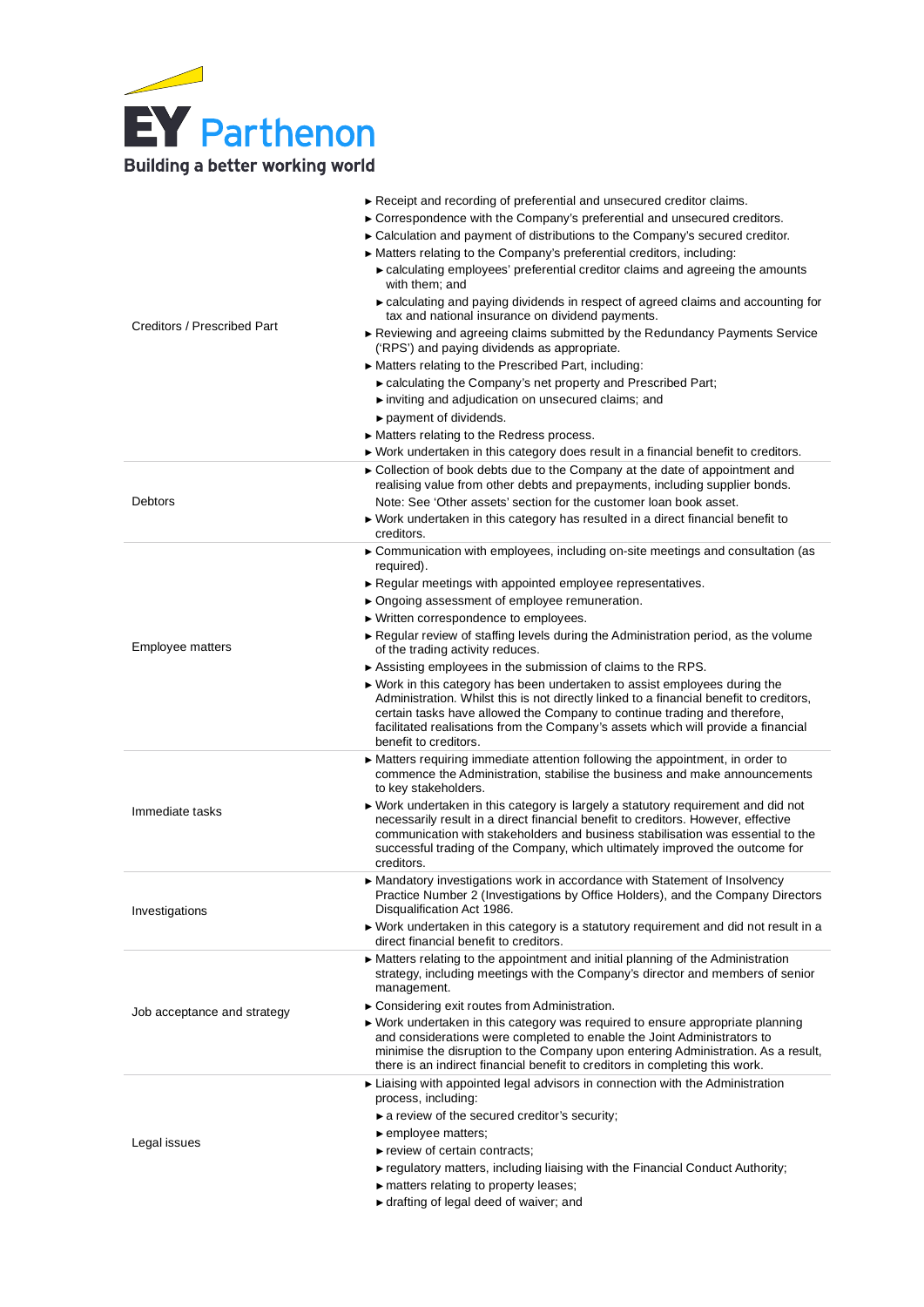| | |
|---|---|
| Creditors / Prescribed Part | ► Receipt and recording of preferential and unsecured creditor claims.<br>► Correspondence with the Company's preferential and unsecured creditors.<br>► Calculation and payment of distributions to the Company's secured creditor.<br>► Matters relating to the Company's preferential creditors, including:<br>&nbsp;&nbsp;► calculating employees' preferential creditor claims and agreeing the amounts with them; and<br>&nbsp;&nbsp;► calculating and paying dividends in respect of agreed claims and accounting for tax and national insurance on dividend payments.<br>► Reviewing and agreeing claims submitted by the Redundancy Payments Service ('RPS') and paying dividends as appropriate.<br>► Matters relating to the Prescribed Part, including:<br>&nbsp;&nbsp;► calculating the Company's net property and Prescribed Part;<br>&nbsp;&nbsp;► inviting and adjudication on unsecured claims; and<br>&nbsp;&nbsp;► payment of dividends.<br>► Matters relating to the Redress process.<br>► Work undertaken in this category does result in a financial benefit to creditors. |
| Debtors | ► Collection of book debts due to the Company at the date of appointment and realising value from other debts and prepayments, including supplier bonds.<br>Note: See 'Other assets' section for the customer loan book asset.<br>► Work undertaken in this category has resulted in a direct financial benefit to creditors. |
| Employee matters | ► Communication with employees, including on-site meetings and consultation (as required).<br>► Regular meetings with appointed employee representatives.<br>► Ongoing assessment of employee remuneration.<br>► Written correspondence to employees.<br>► Regular review of staffing levels during the Administration period, as the volume of the trading activity reduces.<br>► Assisting employees in the submission of claims to the RPS.<br>► Work in this category has been undertaken to assist employees during the Administration. Whilst this is not directly linked to a financial benefit to creditors, certain tasks have allowed the Company to continue trading and therefore, facilitated realisations from the Company's assets which will provide a financial benefit to creditors. |
| Immediate tasks | ► Matters requiring immediate attention following the appointment, in order to commence the Administration, stabilise the business and make announcements to key stakeholders.<br>► Work undertaken in this category is largely a statutory requirement and did not necessarily result in a direct financial benefit to creditors. However, effective communication with stakeholders and business stabilisation was essential to the successful trading of the Company, which ultimately improved the outcome for creditors. |
| Investigations | ► Mandatory investigations work in accordance with Statement of Insolvency Practice Number 2 (Investigations by Office Holders), and the Company Directors Disqualification Act 1986.<br>► Work undertaken in this category is a statutory requirement and did not result in a direct financial benefit to creditors. |
| Job acceptance and strategy | ► Matters relating to the appointment and initial planning of the Administration strategy, including meetings with the Company's director and members of senior management.<br>► Considering exit routes from Administration.<br>► Work undertaken in this category was required to ensure appropriate planning and considerations were completed to enable the Joint Administrators to minimise the disruption to the Company upon entering Administration. As a result, there is an indirect financial benefit to creditors in completing this work. |
| Legal issues | ► Liaising with appointed legal advisors in connection with the Administration process, including:<br>&nbsp;&nbsp;► a review of the secured creditor's security;<br>&nbsp;&nbsp;► employee matters;<br>&nbsp;&nbsp;► review of certain contracts;<br>&nbsp;&nbsp;► regulatory matters, including liaising with the Financial Conduct Authority;<br>&nbsp;&nbsp;► matters relating to property leases;<br>&nbsp;&nbsp;► drafting of legal deed of waiver; and |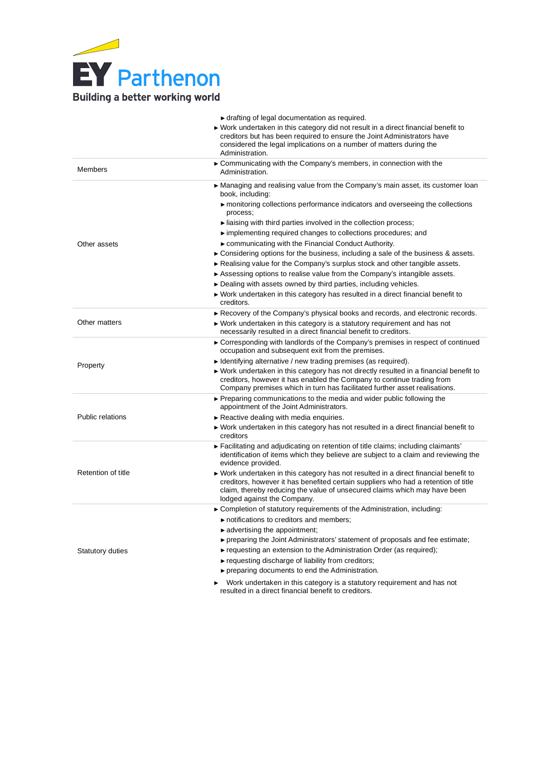| | |
|---|---|
| | ► drafting of legal documentation as required.<br>► Work undertaken in this category did not result in a direct financial benefit to creditors but has been required to ensure the Joint Administrators have considered the legal implications on a number of matters during the Administration. |
| Members | ► Communicating with the Company's members, in connection with the Administration. |
| Other assets | ► Managing and realising value from the Company's main asset, its customer loan book, including:<br>► monitoring collections performance indicators and overseeing the collections process;<br>► liaising with third parties involved in the collection process;<br>► implementing required changes to collections procedures; and<br>► communicating with the Financial Conduct Authority.<br>► Considering options for the business, including a sale of the business & assets.<br>► Realising value for the Company's surplus stock and other tangible assets.<br>► Assessing options to realise value from the Company's intangible assets.<br>► Dealing with assets owned by third parties, including vehicles.<br>► Work undertaken in this category has resulted in a direct financial benefit to creditors. |
| Other matters | ► Recovery of the Company's physical books and records, and electronic records.<br>► Work undertaken in this category is a statutory requirement and has not necessarily resulted in a direct financial benefit to creditors. |
| Property | ► Corresponding with landlords of the Company's premises in respect of continued occupation and subsequent exit from the premises.<br>► Identifying alternative / new trading premises (as required).<br>► Work undertaken in this category has not directly resulted in a financial benefit to creditors, however it has enabled the Company to continue trading from Company premises which in turn has facilitated further asset realisations. |
| Public relations | ► Preparing communications to the media and wider public following the appointment of the Joint Administrators.<br>► Reactive dealing with media enquiries.<br>► Work undertaken in this category has not resulted in a direct financial benefit to creditors |
| Retention of title | ► Facilitating and adjudicating on retention of title claims; including claimants' identification of items which they believe are subject to a claim and reviewing the evidence provided.<br>► Work undertaken in this category has not resulted in a direct financial benefit to creditors, however it has benefited certain suppliers who had a retention of title claim, thereby reducing the value of unsecured claims which may have been lodged against the Company. |
| Statutory duties | ► Completion of statutory requirements of the Administration, including:<br>► notifications to creditors and members;<br>► advertising the appointment;<br>► preparing the Joint Administrators' statement of proposals and fee estimate;<br>► requesting an extension to the Administration Order (as required);<br>► requesting discharge of liability from creditors;<br>► preparing documents to end the Administration.<br>► Work undertaken in this category is a statutory requirement and has not resulted in a direct financial benefit to creditors. |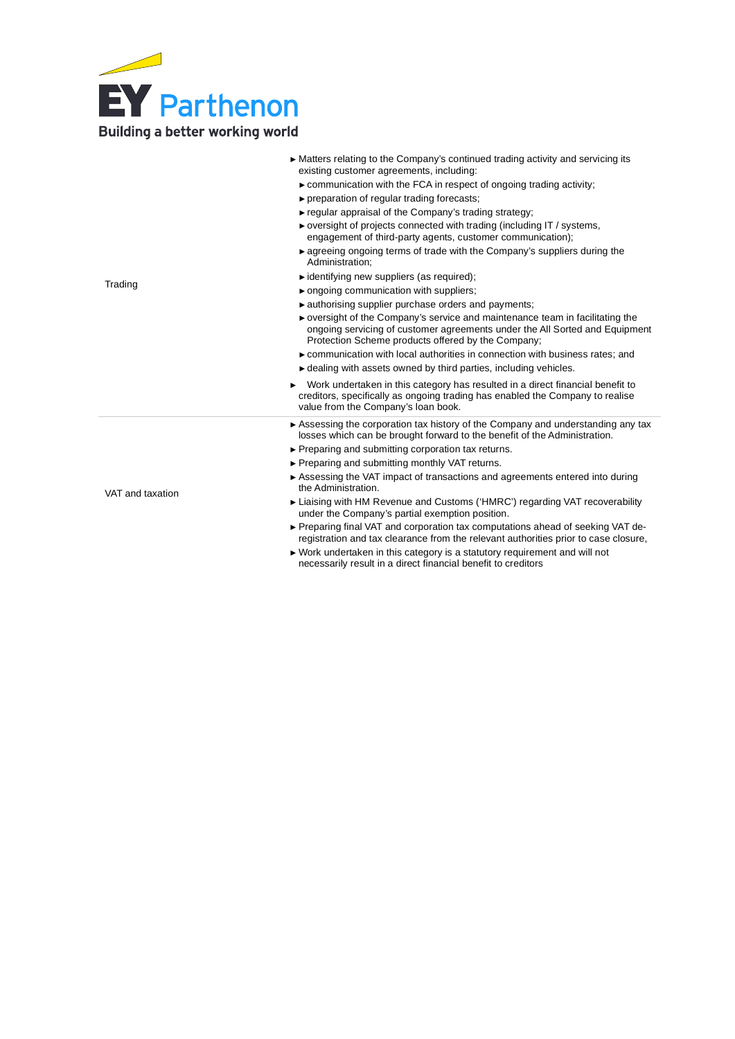| | |
|---|---|
| Trading | ► Matters relating to the Company's continued trading activity and servicing its existing customer agreements, including:<br>► communication with the FCA in respect of ongoing trading activity;<br>► preparation of regular trading forecasts;<br>► regular appraisal of the Company's trading strategy;<br>► oversight of projects connected with trading (including IT / systems, engagement of third-party agents, customer communication);<br>► agreeing ongoing terms of trade with the Company's suppliers during the Administration;<br>► identifying new suppliers (as required);<br>► ongoing communication with suppliers;<br>► authorising supplier purchase orders and payments;<br>► oversight of the Company's service and maintenance team in facilitating the ongoing servicing of customer agreements under the All Sorted and Equipment Protection Scheme products offered by the Company;<br>► communication with local authorities in connection with business rates; and<br>► dealing with assets owned by third parties, including vehicles.<br>► Work undertaken in this category has resulted in a direct financial benefit to creditors, specifically as ongoing trading has enabled the Company to realise value from the Company's loan book. |
| VAT and taxation | ► Assessing the corporation tax history of the Company and understanding any tax losses which can be brought forward to the benefit of the Administration.<br>► Preparing and submitting corporation tax returns.<br>► Preparing and submitting monthly VAT returns.<br>► Assessing the VAT impact of transactions and agreements entered into during the Administration.<br>► Liaising with HM Revenue and Customs ('HMRC') regarding VAT recoverability under the Company's partial exemption position.<br>► Preparing final VAT and corporation tax computations ahead of seeking VAT de-registration and tax clearance from the relevant authorities prior to case closure,<br>► Work undertaken in this category is a statutory requirement and will not necessarily result in a direct financial benefit to creditors |